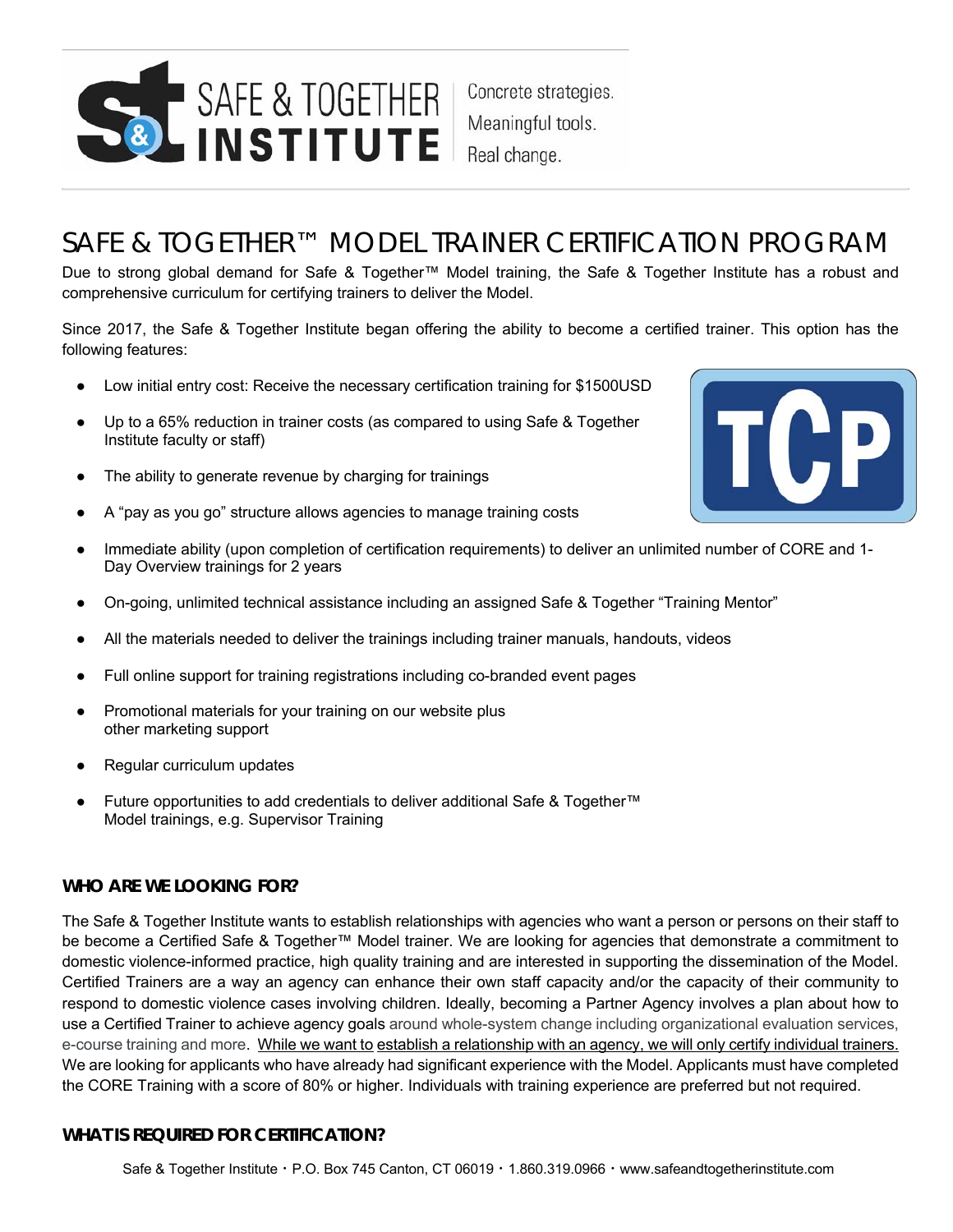SAFE & TOGETHER INSTITUTE

Concrete strategies. Meaningful tools. Real change.

# SAFE & TOGETHER™ MODEL TRAINER CERTIFICATION PROGRAM

Due to strong global demand for Safe & Together™ Model training, the Safe & Together Institute has a robust and comprehensive curriculum for certifying trainers to deliver the Model.

Since 2017, the Safe & Together Institute began offering the ability to become a certified trainer. This option has the following features:

- Low initial entry cost: Receive the necessary certification training for $1500USD
- Up to a 65% reduction in trainer costs (as compared to using Safe & Together Institute faculty or staff)
- The ability to generate revenue by charging for trainings
- A "pay as you go" structure allows agencies to manage training costs
- Immediate ability (upon completion of certification requirements) to deliver an unlimited number of CORE and 1-Day Overview trainings for 2 years
- On-going, unlimited technical assistance including an assigned Safe & Together "Training Mentor"
- All the materials needed to deliver the trainings including trainer manuals, handouts, videos
- Full online support for training registrations including co-branded event pages
- Promotional materials for your training on our website plus other marketing support
- Regular curriculum updates
- Future opportunities to add credentials to deliver additional Safe & Together™ Model trainings, e.g. Supervisor Training

## WHO ARE WE LOOKING FOR?

The Safe & Together Institute wants to establish relationships with agencies who want a person or persons on their staff to be become a Certified Safe & Together™ Model trainer. We are looking for agencies that demonstrate a commitment to domestic violence-informed practice, high quality training and are interested in supporting the dissemination of the Model. Certified Trainers are a way an agency can enhance their own staff capacity and/or the capacity of their community to respond to domestic violence cases involving children. Ideally, becoming a Partner Agency involves a plan about how to use a Certified Trainer to achieve agency goals around whole-system change including organizational evaluation services, e-course training and more. While we want to establish a relationship with an agency, we will only certify individual trainers. We are looking for applicants who have already had significant experience with the Model. Applicants must have completed the CORE Training with a score of 80% or higher. Individuals with training experience are preferred but not required.

## WHAT IS REQUIRED FOR CERTIFICATION?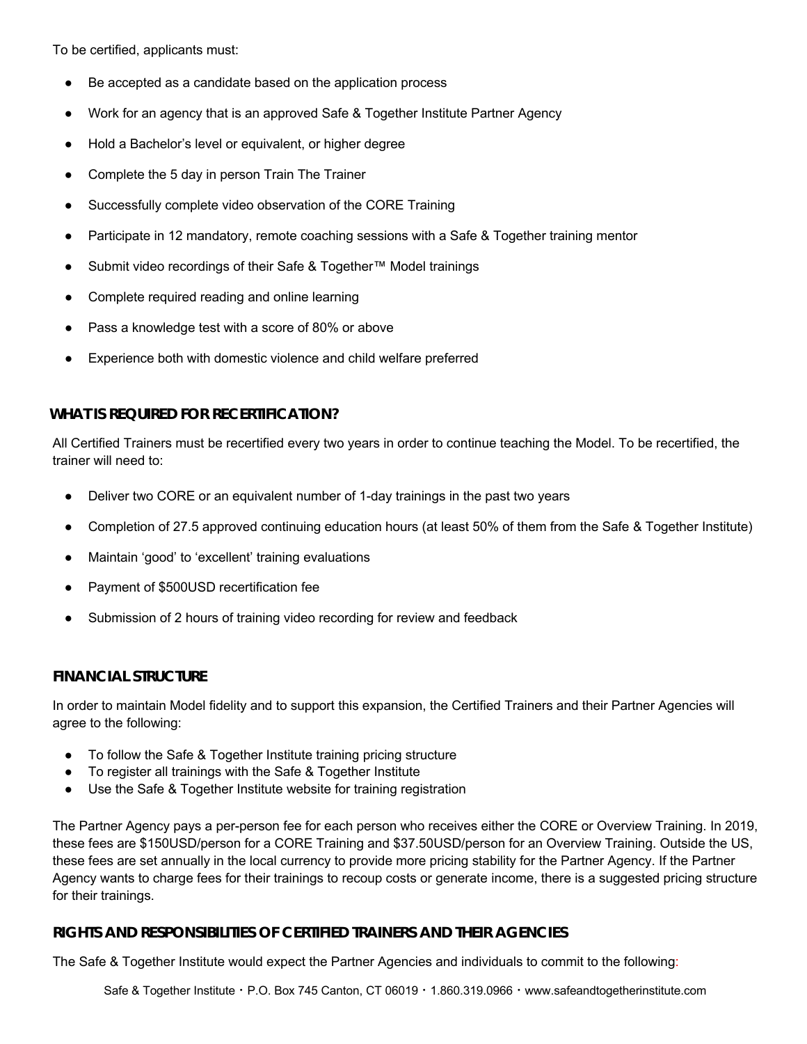To be certified, applicants must:

- Be accepted as a candidate based on the application process
- Work for an agency that is an approved Safe & Together Institute Partner Agency
- Hold a Bachelor's level or equivalent, or higher degree
- Complete the 5 day in person Train The Trainer
- Successfully complete video observation of the CORE Training
- Participate in 12 mandatory, remote coaching sessions with a Safe & Together training mentor
- Submit video recordings of their Safe & Together™ Model trainings
- Complete required reading and online learning
- Pass a knowledge test with a score of 80% or above
- Experience both with domestic violence and child welfare preferred

## WHAT IS REQUIRED FOR RECERTIFICATION?

All Certified Trainers must be recertified every two years in order to continue teaching the Model. To be recertified, the trainer will need to:

- Deliver two CORE or an equivalent number of 1-day trainings in the past two years
- Completion of 27.5 approved continuing education hours (at least 50% of them from the Safe & Together Institute)
- Maintain 'good' to 'excellent' training evaluations
- Payment of $500USD recertification fee
- Submission of 2 hours of training video recording for review and feedback

## FINANCIAL STRUCTURE

In order to maintain Model fidelity and to support this expansion, the Certified Trainers and their Partner Agencies will agree to the following:

- To follow the Safe & Together Institute training pricing structure
- To register all trainings with the Safe & Together Institute
- Use the Safe & Together Institute website for training registration

The Partner Agency pays a per-person fee for each person who receives either the CORE or Overview Training. In 2019, these fees are $150USD/person for a CORE Training and $37.50USD/person for an Overview Training. Outside the US, these fees are set annually in the local currency to provide more pricing stability for the Partner Agency. If the Partner Agency wants to charge fees for their trainings to recoup costs or generate income, there is a suggested pricing structure for their trainings.

## RIGHTS AND RESPONSIBILITIES OF CERTIFIED TRAINERS AND THEIR AGENCIES

The Safe & Together Institute would expect the Partner Agencies and individuals to commit to the following: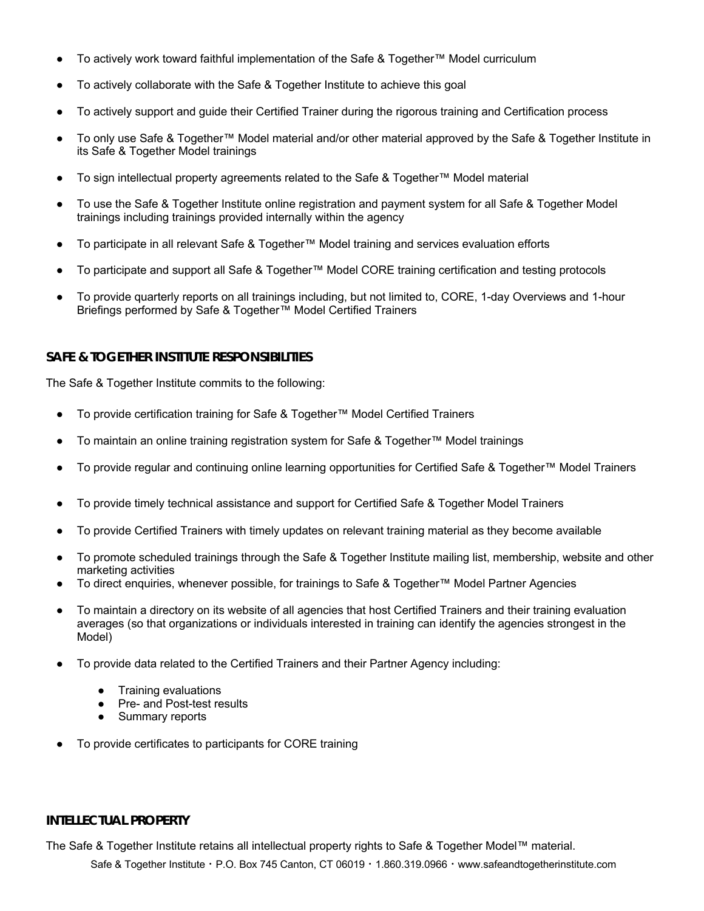- To actively work toward faithful implementation of the Safe & Together™ Model curriculum
- To actively collaborate with the Safe & Together Institute to achieve this goal
- To actively support and guide their Certified Trainer during the rigorous training and Certification process
- To only use Safe & Together™ Model material and/or other material approved by the Safe & Together Institute in its Safe & Together Model trainings
- To sign intellectual property agreements related to the Safe & Together™ Model material
- To use the Safe & Together Institute online registration and payment system for all Safe & Together Model trainings including trainings provided internally within the agency
- To participate in all relevant Safe & Together™ Model training and services evaluation efforts
- To participate and support all Safe & Together™ Model CORE training certification and testing protocols
- To provide quarterly reports on all trainings including, but not limited to, CORE, 1-day Overviews and 1-hour Briefings performed by Safe & Together™ Model Certified Trainers

## SAFE & TOGETHER INSTITUTE RESPONSIBILITIES

The Safe & Together Institute commits to the following:

- To provide certification training for Safe & Together™ Model Certified Trainers
- To maintain an online training registration system for Safe & Together™ Model trainings
- To provide regular and continuing online learning opportunities for Certified Safe & Together™ Model Trainers
- To provide timely technical assistance and support for Certified Safe & Together Model Trainers
- To provide Certified Trainers with timely updates on relevant training material as they become available
- To promote scheduled trainings through the Safe & Together Institute mailing list, membership, website and other marketing activities
- To direct enquiries, whenever possible, for trainings to Safe & Together™ Model Partner Agencies
- To maintain a directory on its website of all agencies that host Certified Trainers and their training evaluation averages (so that organizations or individuals interested in training can identify the agencies strongest in the Model)
- To provide data related to the Certified Trainers and their Partner Agency including:
    - Training evaluations
    - Pre- and Post-test results
    - Summary reports
- To provide certificates to participants for CORE training

## INTELLECTUAL PROPERTY

The Safe & Together Institute retains all intellectual property rights to Safe & Together Model™ material.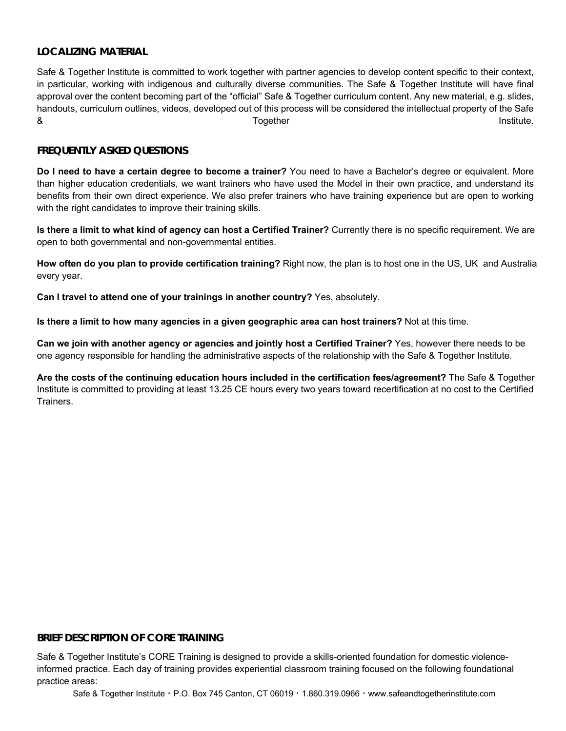## LOCALIZING MATERIAL

Safe & Together Institute is committed to work together with partner agencies to develop content specific to their context, in particular, working with indigenous and culturally diverse communities. The Safe & Together Institute will have final approval over the content becoming part of the "official" Safe & Together curriculum content. Any new material, e.g. slides, handouts, curriculum outlines, videos, developed out of this process will be considered the intellectual property of the Safe & Together Institute.

## FREQUENTLY ASKED QUESTIONS

**Do I need to have a certain degree to become a trainer?** You need to have a Bachelor's degree or equivalent. More than higher education credentials, we want trainers who have used the Model in their own practice, and understand its benefits from their own direct experience. We also prefer trainers who have training experience but are open to working with the right candidates to improve their training skills.

**Is there a limit to what kind of agency can host a Certified Trainer?** Currently there is no specific requirement. We are open to both governmental and non-governmental entities.

**How often do you plan to provide certification training?** Right now, the plan is to host one in the US, UK and Australia every year.

**Can I travel to attend one of your trainings in another country?** Yes, absolutely.

**Is there a limit to how many agencies in a given geographic area can host trainers?** Not at this time.

**Can we join with another agency or agencies and jointly host a Certified Trainer?** Yes, however there needs to be one agency responsible for handling the administrative aspects of the relationship with the Safe & Together Institute.

**Are the costs of the continuing education hours included in the certification fees/agreement?** The Safe & Together Institute is committed to providing at least 13.25 CE hours every two years toward recertification at no cost to the Certified Trainers.

## BRIEF DESCRIPTION OF CORE TRAINING

Safe & Together Institute's CORE Training is designed to provide a skills-oriented foundation for domestic violence-informed practice. Each day of training provides experiential classroom training focused on the following foundational practice areas: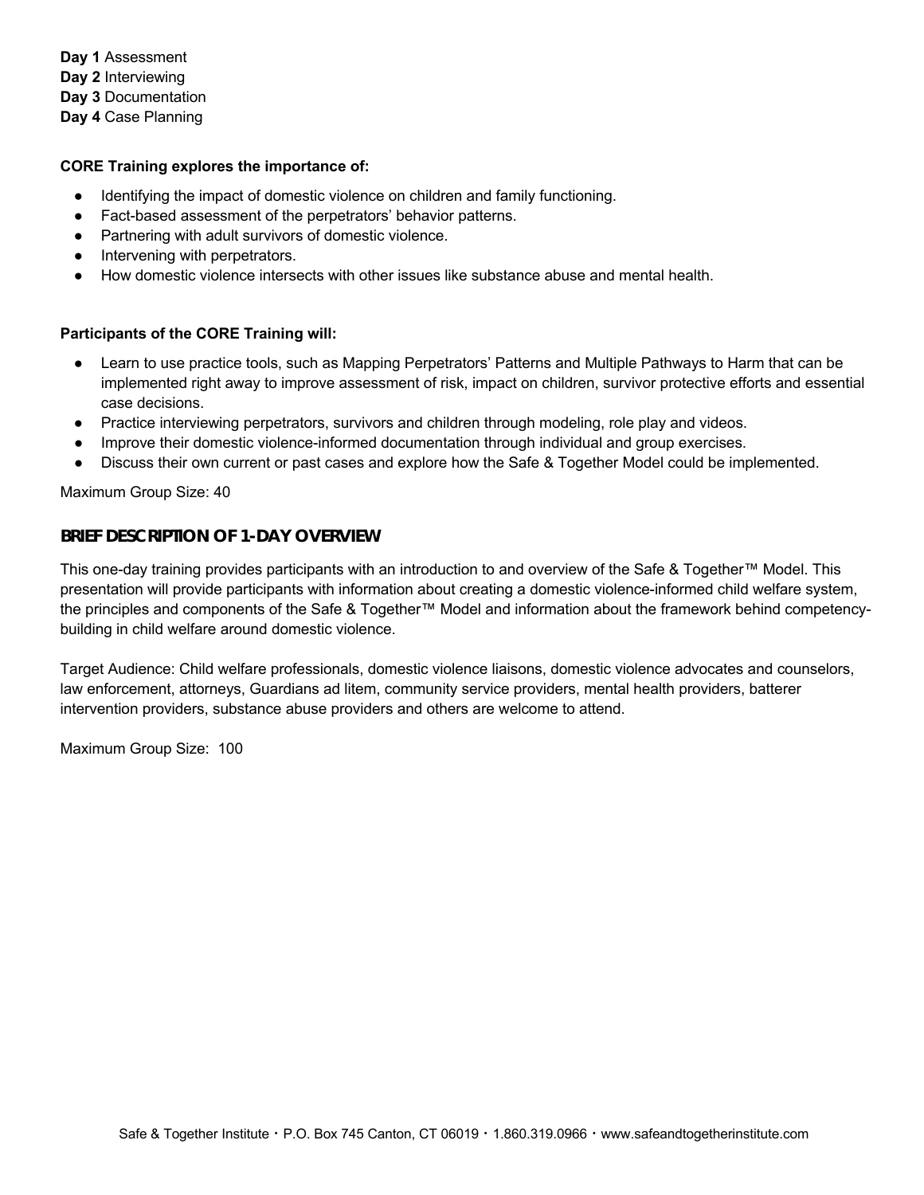**Day 1** Assessment  
**Day 2** Interviewing  
**Day 3** Documentation  
**Day 4** Case Planning

**CORE Training explores the importance of:**

- Identifying the impact of domestic violence on children and family functioning.
- Fact-based assessment of the perpetrators' behavior patterns.
- Partnering with adult survivors of domestic violence.
- Intervening with perpetrators.
- How domestic violence intersects with other issues like substance abuse and mental health.

**Participants of the CORE Training will:**

- Learn to use practice tools, such as Mapping Perpetrators' Patterns and Multiple Pathways to Harm that can be implemented right away to improve assessment of risk, impact on children, survivor protective efforts and essential case decisions.
- Practice interviewing perpetrators, survivors and children through modeling, role play and videos.
- Improve their domestic violence-informed documentation through individual and group exercises.
- Discuss their own current or past cases and explore how the Safe & Together Model could be implemented.

Maximum Group Size: 40

## BRIEF DESCRIPTION OF 1-DAY OVERVIEW

This one-day training provides participants with an introduction to and overview of the Safe & Together™ Model. This presentation will provide participants with information about creating a domestic violence-informed child welfare system, the principles and components of the Safe & Together™ Model and information about the framework behind competency-building in child welfare around domestic violence.

Target Audience: Child welfare professionals, domestic violence liaisons, domestic violence advocates and counselors, law enforcement, attorneys, Guardians ad litem, community service providers, mental health providers, batterer intervention providers, substance abuse providers and others are welcome to attend.

Maximum Group Size: 100